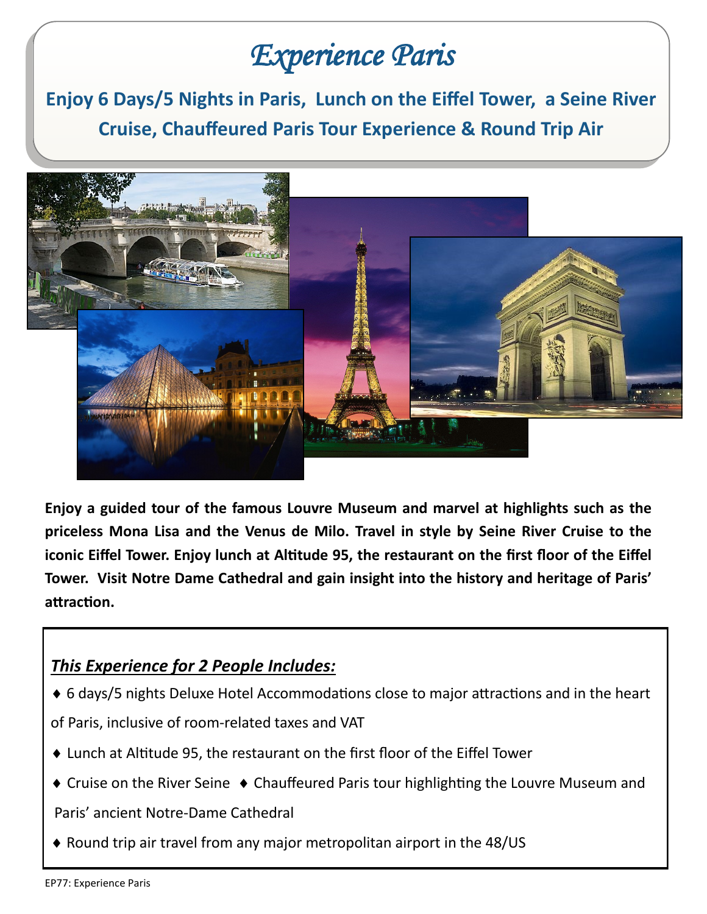# *Experience Paris*

## Enjoy 6 Days/5 Nights in Paris, Lunch on the Eiffel Tower, a Seine River Cruise, Chauffeured Paris Tour Experience & Round Trip Air

**Enjoy a guided tour of the famous Louvre Museum and marvel at highlights such as the priceless Mona Lisa and the Venus de Milo. Travel in style by Seine River Cruise to the iconic Eiffel Tower. Enjoy lunch at Altitude 95, the restaurant on the first floor of the Eiffel Tower. Visit Notre Dame Cathedral and gain insight into the history and heritage of Paris' attraction.**

### ***This Experience for 2 People Includes:***

- 6 days/5 nights Deluxe Hotel Accommodations close to major attractions and in the heart of Paris, inclusive of room-related taxes and VAT
- Lunch at Altitude 95, the restaurant on the first floor of the Eiffel Tower
- Cruise on the River Seine
- Chauffeured Paris tour highlighting the Louvre Museum and Paris' ancient Notre-Dame Cathedral
- Round trip air travel from any major metropolitan airport in the 48/US

EP77: Experience Paris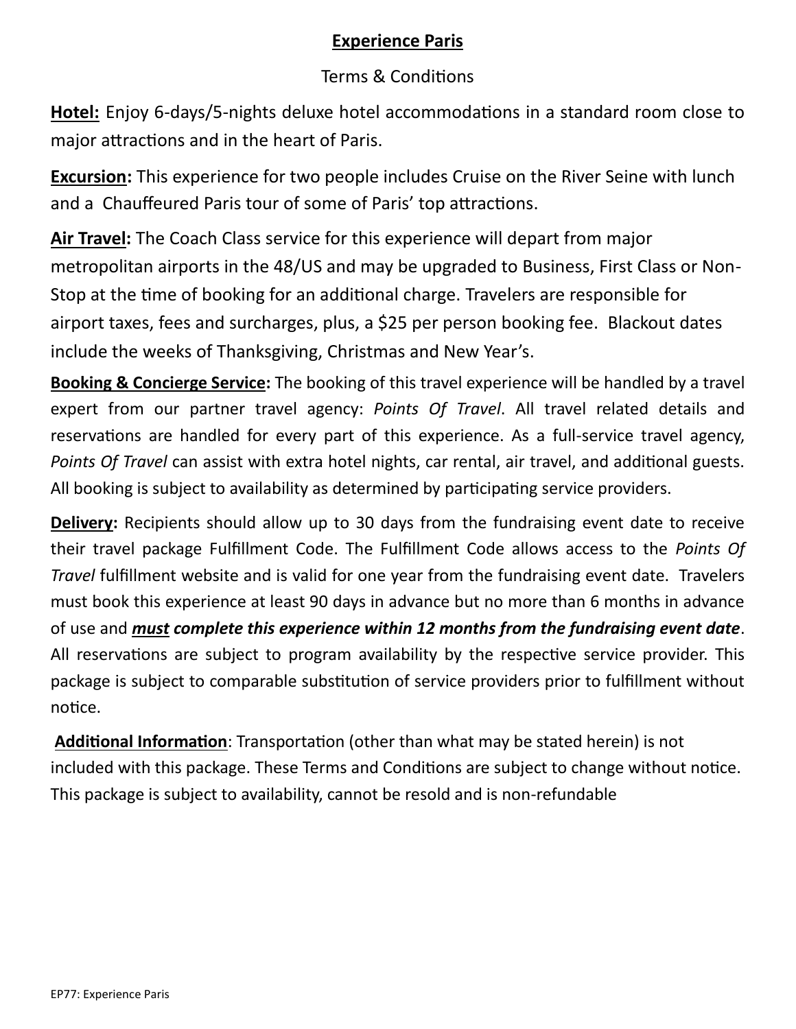# Experience Paris

Terms & Conditions

**Hotel:** Enjoy 6-days/5-nights deluxe hotel accommodations in a standard room close to major attractions and in the heart of Paris.

**Excursion:** This experience for two people includes Cruise on the River Seine with lunch and a Chauffeured Paris tour of some of Paris' top attractions.

**Air Travel:** The Coach Class service for this experience will depart from major metropolitan airports in the 48/US and may be upgraded to Business, First Class or Non-Stop at the time of booking for an additional charge. Travelers are responsible for airport taxes, fees and surcharges, plus, a $25 per person booking fee. Blackout dates include the weeks of Thanksgiving, Christmas and New Year's.

**Booking & Concierge Service:** The booking of this travel experience will be handled by a travel expert from our partner travel agency: *Points Of Travel*. All travel related details and reservations are handled for every part of this experience. As a full-service travel agency, *Points Of Travel* can assist with extra hotel nights, car rental, air travel, and additional guests. All booking is subject to availability as determined by participating service providers.

**Delivery:** Recipients should allow up to 30 days from the fundraising event date to receive their travel package Fulfillment Code. The Fulfillment Code allows access to the *Points Of Travel* fulfillment website and is valid for one year from the fundraising event date. Travelers must book this experience at least 90 days in advance but no more than 6 months in advance of use and ***must* complete this experience within 12 months from the fundraising event date**. All reservations are subject to program availability by the respective service provider. This package is subject to comparable substitution of service providers prior to fulfillment without notice.

**Additional Information**: Transportation (other than what may be stated herein) is not included with this package. These Terms and Conditions are subject to change without notice. This package is subject to availability, cannot be resold and is non-refundable

EP77: Experience Paris